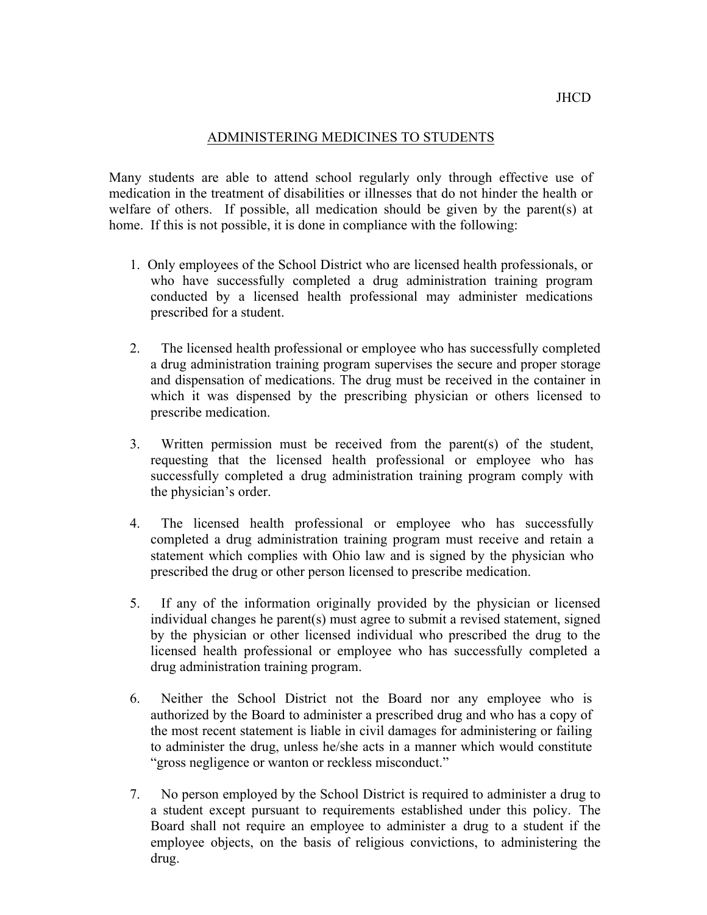JHCD

# ADMINISTERING MEDICINES TO STUDENTS

Many students are able to attend school regularly only through effective use of medication in the treatment of disabilities or illnesses that do not hinder the health or welfare of others. If possible, all medication should be given by the parent(s) at home. If this is not possible, it is done in compliance with the following:

1. Only employees of the School District who are licensed health professionals, or who have successfully completed a drug administration training program conducted by a licensed health professional may administer medications prescribed for a student.

2. The licensed health professional or employee who has successfully completed a drug administration training program supervises the secure and proper storage and dispensation of medications. The drug must be received in the container in which it was dispensed by the prescribing physician or others licensed to prescribe medication.

3. Written permission must be received from the parent(s) of the student, requesting that the licensed health professional or employee who has successfully completed a drug administration training program comply with the physician's order.

4. The licensed health professional or employee who has successfully completed a drug administration training program must receive and retain a statement which complies with Ohio law and is signed by the physician who prescribed the drug or other person licensed to prescribe medication.

5. If any of the information originally provided by the physician or licensed individual changes he parent(s) must agree to submit a revised statement, signed by the physician or other licensed individual who prescribed the drug to the licensed health professional or employee who has successfully completed a drug administration training program.

6. Neither the School District not the Board nor any employee who is authorized by the Board to administer a prescribed drug and who has a copy of the most recent statement is liable in civil damages for administering or failing to administer the drug, unless he/she acts in a manner which would constitute "gross negligence or wanton or reckless misconduct."

7. No person employed by the School District is required to administer a drug to a student except pursuant to requirements established under this policy. The Board shall not require an employee to administer a drug to a student if the employee objects, on the basis of religious convictions, to administering the drug.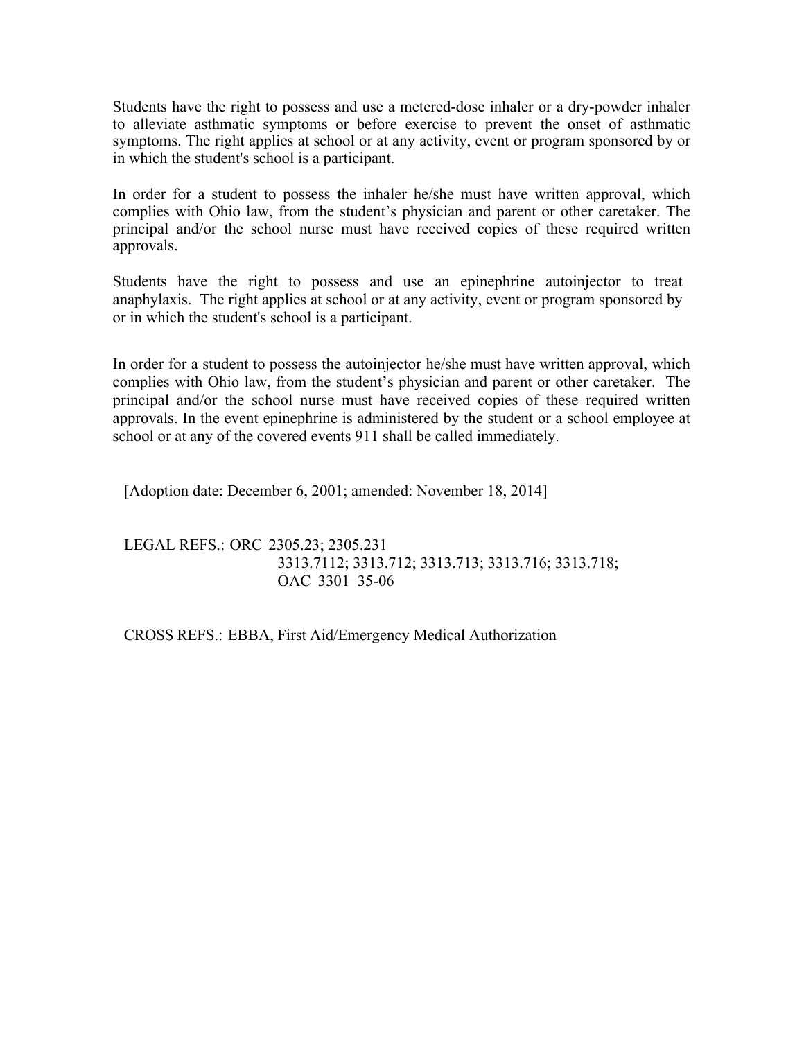Students have the right to possess and use a metered-dose inhaler or a dry-powder inhaler to alleviate asthmatic symptoms or before exercise to prevent the onset of asthmatic symptoms. The right applies at school or at any activity, event or program sponsored by or in which the student's school is a participant.

In order for a student to possess the inhaler he/she must have written approval, which complies with Ohio law, from the student's physician and parent or other caretaker. The principal and/or the school nurse must have received copies of these required written approvals.

Students have the right to possess and use an epinephrine autoinjector to treat anaphylaxis. The right applies at school or at any activity, event or program sponsored by or in which the student's school is a participant.

In order for a student to possess the autoinjector he/she must have written approval, which complies with Ohio law, from the student's physician and parent or other caretaker. The principal and/or the school nurse must have received copies of these required written approvals. In the event epinephrine is administered by the student or a school employee at school or at any of the covered events 911 shall be called immediately.

[Adoption date: December 6, 2001; amended: November 18, 2014]

LEGAL REFS.: ORC 2305.23; 2305.231
3313.7112; 3313.712; 3313.713; 3313.716; 3313.718;
OAC 3301–35-06

CROSS REFS.: EBBA, First Aid/Emergency Medical Authorization